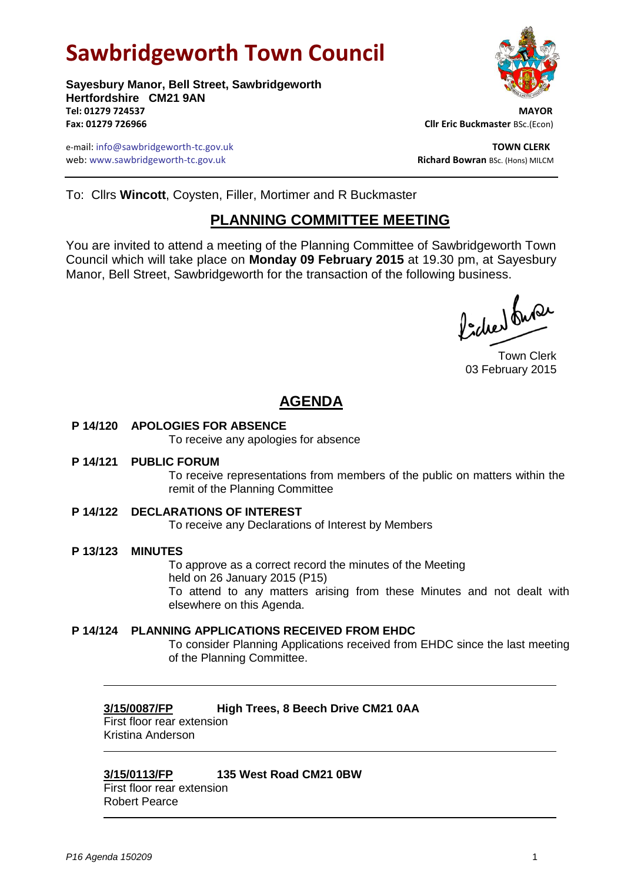# Sawbridgeworth Town Council

**Sayesbury Manor, Bell Street, Sawbridgeworth**
**Hertfordshire CM21 9AN**
**Tel: 01279 724537**
**Fax: 01279 726966**

e-mail: info@sawbridgeworth-tc.gov.uk
web: www.sawbridgeworth-tc.gov.uk

**MAYOR**
**Cllr Eric Buckmaster** BSc.(Econ)

**TOWN CLERK**
**Richard Bowran** BSc. (Hons) MILCM

To: Cllrs **Wincott**, Coysten, Filler, Mortimer and R Buckmaster

## PLANNING COMMITTEE MEETING

You are invited to attend a meeting of the Planning Committee of Sawbridgeworth Town Council which will take place on **Monday 09 February 2015** at 19.30 pm, at Sayesbury Manor, Bell Street, Sawbridgeworth for the transaction of the following business.

Town Clerk
03 February 2015

## AGENDA

**P 14/120 APOLOGIES FOR ABSENCE**
To receive any apologies for absence

**P 14/121 PUBLIC FORUM**
To receive representations from members of the public on matters within the remit of the Planning Committee

**P 14/122 DECLARATIONS OF INTEREST**
To receive any Declarations of Interest by Members

**P 13/123 MINUTES**
To approve as a correct record the minutes of the Meeting held on 26 January 2015 (P15)
To attend to any matters arising from these Minutes and not dealt with elsewhere on this Agenda.

**P 14/124 PLANNING APPLICATIONS RECEIVED FROM EHDC**
To consider Planning Applications received from EHDC since the last meeting of the Planning Committee.

---

**3/15/0087/FP** **High Trees, 8 Beech Drive CM21 0AA**
First floor rear extension
Kristina Anderson

---

**3/15/0113/FP** **135 West Road CM21 0BW**
First floor rear extension
Robert Pearce

---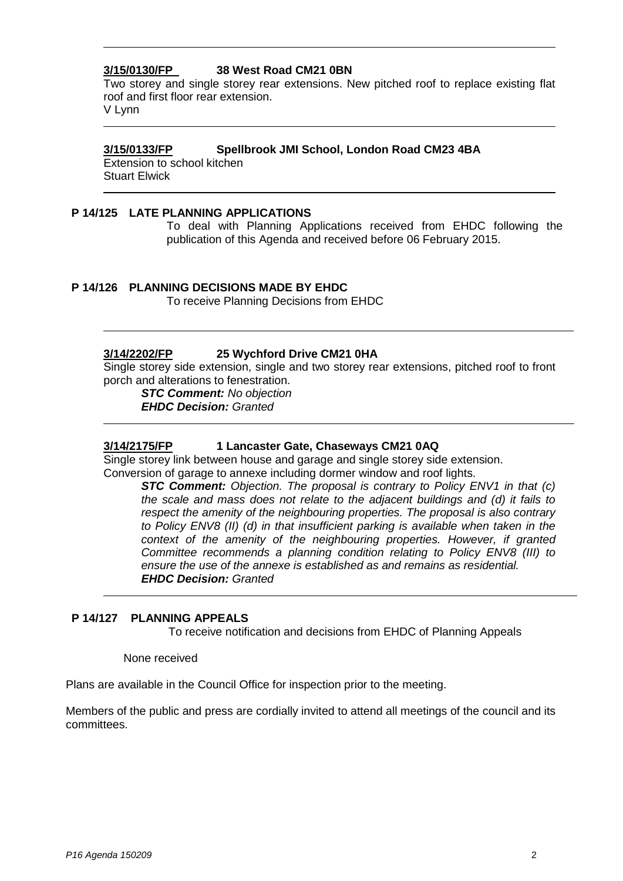---

**3/15/0130/FP** **38 West Road CM21 0BN**

Two storey and single storey rear extensions. New pitched roof to replace existing flat roof and first floor rear extension.
V Lynn

---

**3/15/0133/FP** **Spellbrook JMI School, London Road CM23 4BA**

Extension to school kitchen
Stuart Elwick

---

**P 14/125 LATE PLANNING APPLICATIONS**

To deal with Planning Applications received from EHDC following the publication of this Agenda and received before 06 February 2015.

**P 14/126 PLANNING DECISIONS MADE BY EHDC**

To receive Planning Decisions from EHDC

---

**3/14/2202/FP** **25 Wychford Drive CM21 0HA**

Single storey side extension, single and two storey rear extensions, pitched roof to front porch and alterations to fenestration.

***STC Comment:*** *No objection*
***EHDC Decision:*** *Granted*

---

**3/14/2175/FP** **1 Lancaster Gate, Chaseways CM21 0AQ**

Single storey link between house and garage and single storey side extension. Conversion of garage to annexe including dormer window and roof lights.

***STC Comment:*** *Objection. The proposal is contrary to Policy ENV1 in that (c) the scale and mass does not relate to the adjacent buildings and (d) it fails to respect the amenity of the neighbouring properties. The proposal is also contrary to Policy ENV8 (II) (d) in that insufficient parking is available when taken in the context of the amenity of the neighbouring properties. However, if granted Committee recommends a planning condition relating to Policy ENV8 (III) to ensure the use of the annexe is established as and remains as residential.*
***EHDC Decision:*** *Granted*

---

**P 14/127 PLANNING APPEALS**

To receive notification and decisions from EHDC of Planning Appeals

None received

Plans are available in the Council Office for inspection prior to the meeting.

Members of the public and press are cordially invited to attend all meetings of the council and its committees.